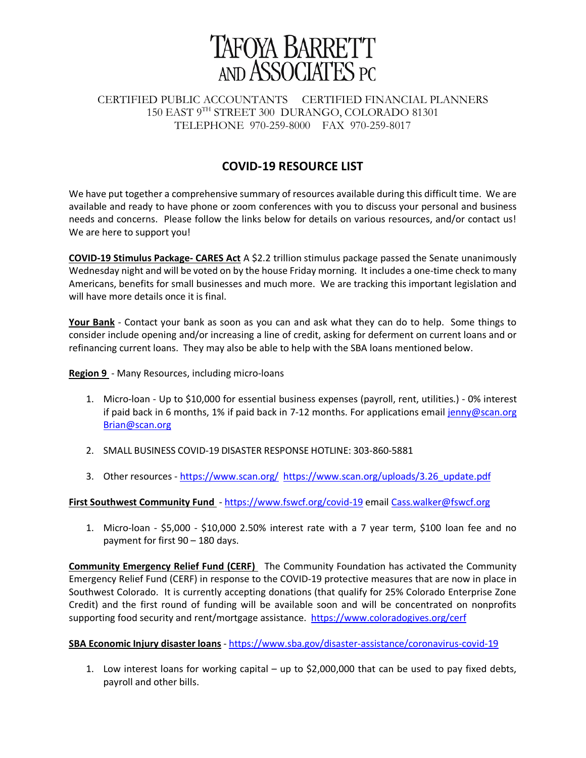# TAFOYA BARRETT AND ASSOCIATES PC

CERTIFIED PUBLIC ACCOUNTANTS CERTIFIED FINANCIAL PLANNERS
150 EAST 9TH STREET 300 DURANGO, COLORADO 81301
TELEPHONE 970-259-8000 FAX 970-259-8017

## COVID-19 RESOURCE LIST

We have put together a comprehensive summary of resources available during this difficult time. We are available and ready to have phone or zoom conferences with you to discuss your personal and business needs and concerns. Please follow the links below for details on various resources, and/or contact us! We are here to support you!

**COVID-19 Stimulus Package- CARES Act** A $2.2 trillion stimulus package passed the Senate unanimously Wednesday night and will be voted on by the house Friday morning. It includes a one-time check to many Americans, benefits for small businesses and much more. We are tracking this important legislation and will have more details once it is final.

**Your Bank** - Contact your bank as soon as you can and ask what they can do to help. Some things to consider include opening and/or increasing a line of credit, asking for deferment on current loans and or refinancing current loans. They may also be able to help with the SBA loans mentioned below.

**Region 9** - Many Resources, including micro-loans

1. Micro-loan - Up to $10,000 for essential business expenses (payroll, rent, utilities.) - 0% interest if paid back in 6 months, 1% if paid back in 7-12 months. For applications email jenny@scan.org Brian@scan.org

2. SMALL BUSINESS COVID-19 DISASTER RESPONSE HOTLINE: 303-860-5881

3. Other resources - https://www.scan.org/ https://www.scan.org/uploads/3.26_update.pdf

**First Southwest Community Fund** - https://www.fswcf.org/covid-19 email Cass.walker@fswcf.org

1. Micro-loan - $5,000 - $10,000 2.50% interest rate with a 7 year term, $100 loan fee and no payment for first 90 – 180 days.

**Community Emergency Relief Fund (CERF)** The Community Foundation has activated the Community Emergency Relief Fund (CERF) in response to the COVID-19 protective measures that are now in place in Southwest Colorado. It is currently accepting donations (that qualify for 25% Colorado Enterprise Zone Credit) and the first round of funding will be available soon and will be concentrated on nonprofits supporting food security and rent/mortgage assistance. https://www.coloradogives.org/cerf

**SBA Economic Injury disaster loans** - https://www.sba.gov/disaster-assistance/coronavirus-covid-19

1. Low interest loans for working capital – up to $2,000,000 that can be used to pay fixed debts, payroll and other bills.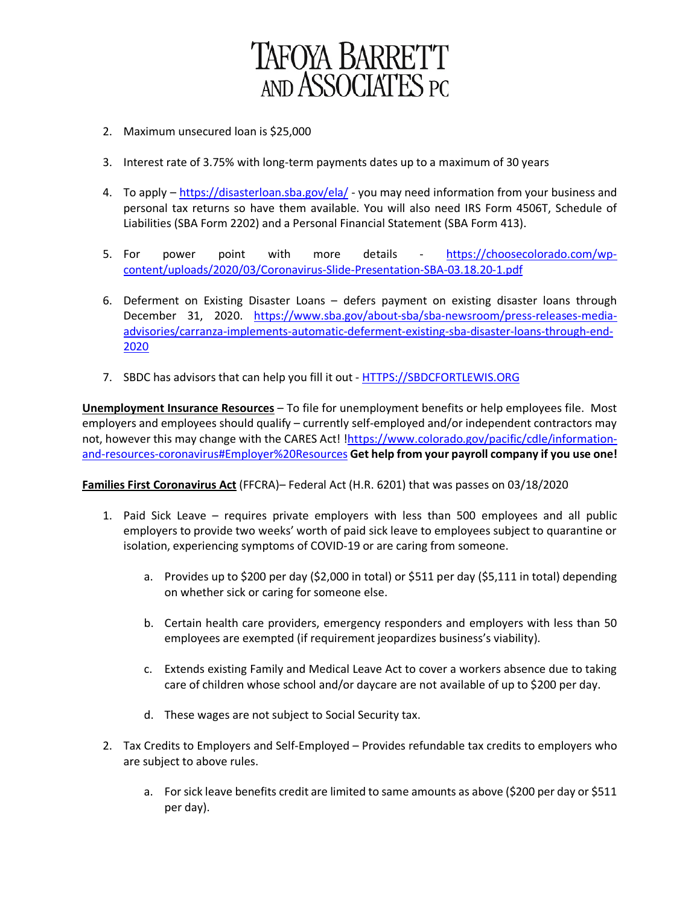2. Maximum unsecured loan is $25,000

3. Interest rate of 3.75% with long-term payments dates up to a maximum of 30 years

4. To apply – https://disasterloan.sba.gov/ela/ - you may need information from your business and personal tax returns so have them available. You will also need IRS Form 4506T, Schedule of Liabilities (SBA Form 2202) and a Personal Financial Statement (SBA Form 413).

5. For power point with more details - https://choosecolorado.com/wp-content/uploads/2020/03/Coronavirus-Slide-Presentation-SBA-03.18.20-1.pdf

6. Deferment on Existing Disaster Loans – defers payment on existing disaster loans through December 31, 2020. https://www.sba.gov/about-sba/sba-newsroom/press-releases-media-advisories/carranza-implements-automatic-deferment-existing-sba-disaster-loans-through-end-2020

7. SBDC has advisors that can help you fill it out - HTTPS://SBDCFORTLEWIS.ORG

**Unemployment Insurance Resources** – To file for unemployment benefits or help employees file. Most employers and employees should qualify – currently self-employed and/or independent contractors may not, however this may change with the CARES Act! !https://www.colorado.gov/pacific/cdle/information-and-resources-coronavirus#Employer%20Resources **Get help from your payroll company if you use one!**

**Families First Coronavirus Act** (FFCRA)– Federal Act (H.R. 6201) that was passes on 03/18/2020

1. Paid Sick Leave – requires private employers with less than 500 employees and all public employers to provide two weeks' worth of paid sick leave to employees subject to quarantine or isolation, experiencing symptoms of COVID-19 or are caring from someone.

   a. Provides up to $200 per day ($2,000 in total) or $511 per day ($5,111 in total) depending on whether sick or caring for someone else.

   b. Certain health care providers, emergency responders and employers with less than 50 employees are exempted (if requirement jeopardizes business's viability).

   c. Extends existing Family and Medical Leave Act to cover a workers absence due to taking care of children whose school and/or daycare are not available of up to $200 per day.

   d. These wages are not subject to Social Security tax.

2. Tax Credits to Employers and Self-Employed – Provides refundable tax credits to employers who are subject to above rules.

   a. For sick leave benefits credit are limited to same amounts as above ($200 per day or $511 per day).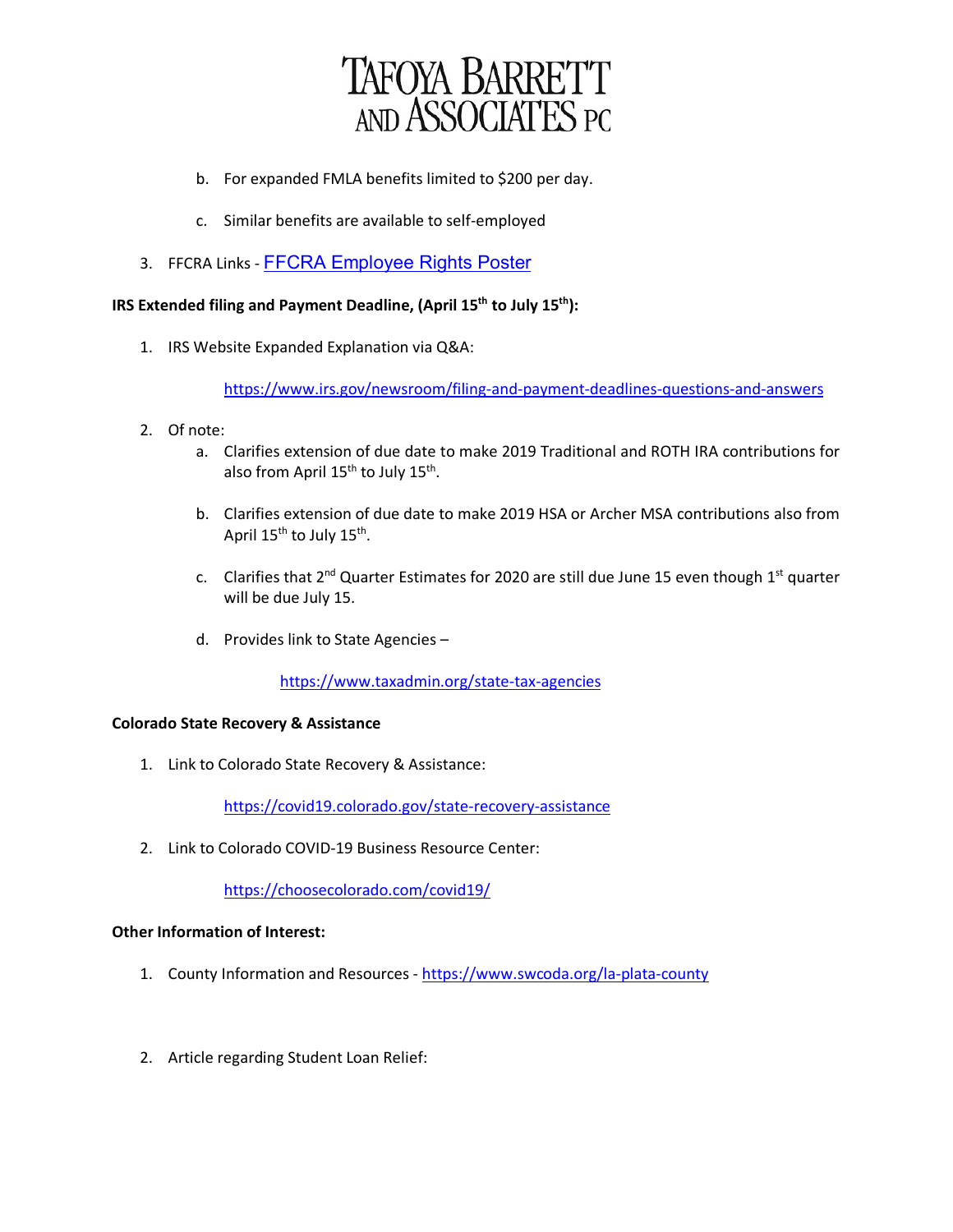b. For expanded FMLA benefits limited to $200 per day.

c. Similar benefits are available to self-employed

3. FFCRA Links - FFCRA Employee Rights Poster

**IRS Extended filing and Payment Deadline, (April 15th to July 15th):**

1. IRS Website Expanded Explanation via Q&A:

   https://www.irs.gov/newsroom/filing-and-payment-deadlines-questions-and-answers

2. Of note:
   a. Clarifies extension of due date to make 2019 Traditional and ROTH IRA contributions for also from April 15th to July 15th.

   b. Clarifies extension of due date to make 2019 HSA or Archer MSA contributions also from April 15th to July 15th.

   c. Clarifies that 2nd Quarter Estimates for 2020 are still due June 15 even though 1st quarter will be due July 15.

   d. Provides link to State Agencies –

      https://www.taxadmin.org/state-tax-agencies

**Colorado State Recovery & Assistance**

1. Link to Colorado State Recovery & Assistance:

   https://covid19.colorado.gov/state-recovery-assistance

2. Link to Colorado COVID-19 Business Resource Center:

   https://choosecolorado.com/covid19/

**Other Information of Interest:**

1. County Information and Resources - https://www.swcoda.org/la-plata-county

2. Article regarding Student Loan Relief: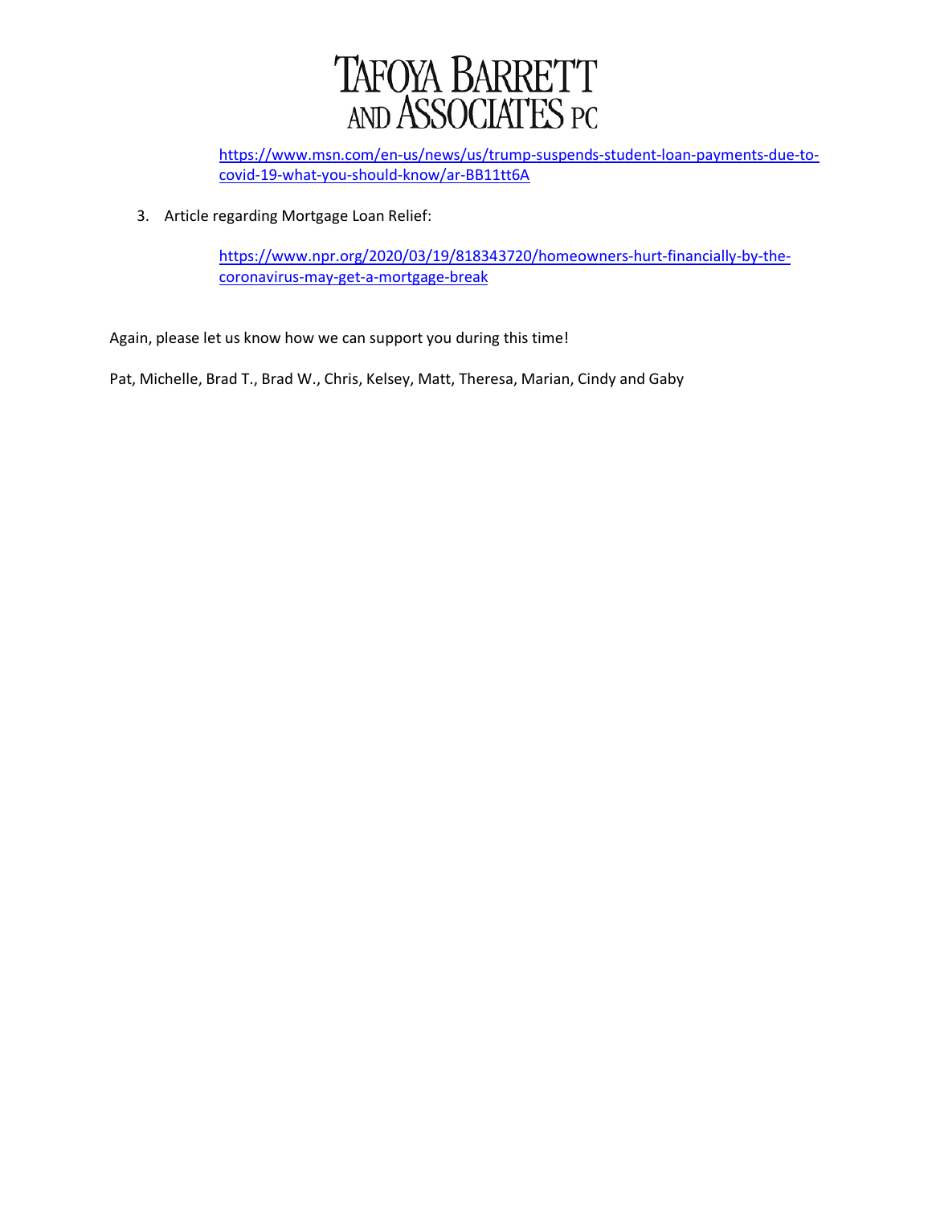https://www.msn.com/en-us/news/us/trump-suspends-student-loan-payments-due-to-covid-19-what-you-should-know/ar-BB11tt6A

3. Article regarding Mortgage Loan Relief:

   https://www.npr.org/2020/03/19/818343720/homeowners-hurt-financially-by-the-coronavirus-may-get-a-mortgage-break

Again, please let us know how we can support you during this time!

Pat, Michelle, Brad T., Brad W., Chris, Kelsey, Matt, Theresa, Marian, Cindy and Gaby